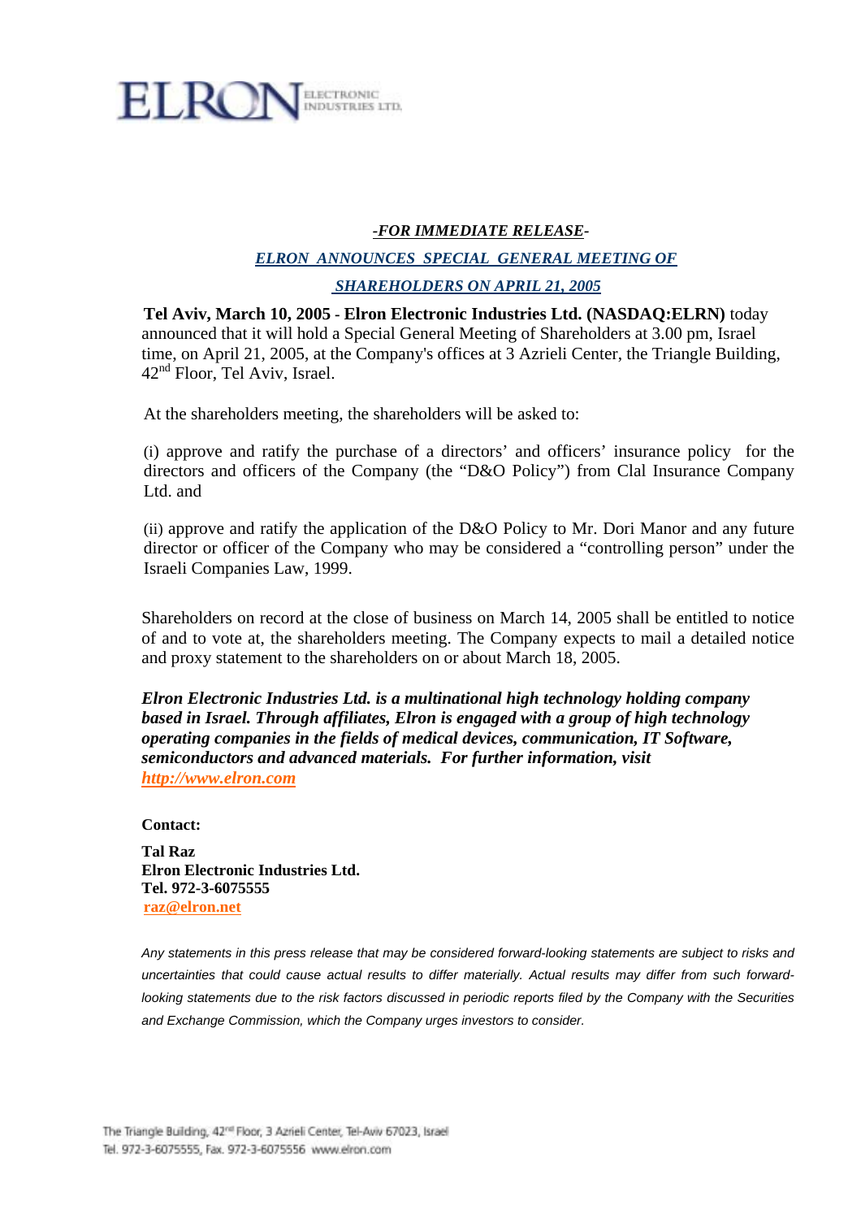ELRON ELECTRONIC INDUSTRIES LTD.

***-FOR IMMEDIATE RELEASE-***

## ***ELRON ANNOUNCES SPECIAL GENERAL MEETING OF SHAREHOLDERS ON APRIL 21, 2005***

**Tel Aviv, March 10, 2005 - Elron Electronic Industries Ltd. (NASDAQ:ELRN)** today announced that it will hold a Special General Meeting of Shareholders at 3.00 pm, Israel time, on April 21, 2005, at the Company's offices at 3 Azrieli Center, the Triangle Building, 42nd Floor, Tel Aviv, Israel.

At the shareholders meeting, the shareholders will be asked to:

(i) approve and ratify the purchase of a directors' and officers' insurance policy for the directors and officers of the Company (the "D&O Policy") from Clal Insurance Company Ltd. and

(ii) approve and ratify the application of the D&O Policy to Mr. Dori Manor and any future director or officer of the Company who may be considered a "controlling person" under the Israeli Companies Law, 1999.

Shareholders on record at the close of business on March 14, 2005 shall be entitled to notice of and to vote at, the shareholders meeting. The Company expects to mail a detailed notice and proxy statement to the shareholders on or about March 18, 2005.

***Elron Electronic Industries Ltd. is a multinational high technology holding company based in Israel. Through affiliates, Elron is engaged with a group of high technology operating companies in the fields of medical devices, communication, IT Software, semiconductors and advanced materials. For further information, visit http://www.elron.com***

**Contact:**

**Tal Raz**
**Elron Electronic Industries Ltd.**
**Tel. 972-3-6075555**
**raz@elron.net**

*Any statements in this press release that may be considered forward-looking statements are subject to risks and uncertainties that could cause actual results to differ materially. Actual results may differ from such forward-looking statements due to the risk factors discussed in periodic reports filed by the Company with the Securities and Exchange Commission, which the Company urges investors to consider.*

The Triangle Building, 42nd Floor, 3 Azrieli Center, Tel-Aviv 67023, Israel
Tel. 972-3-6075555, Fax. 972-3-6075556 www.elron.com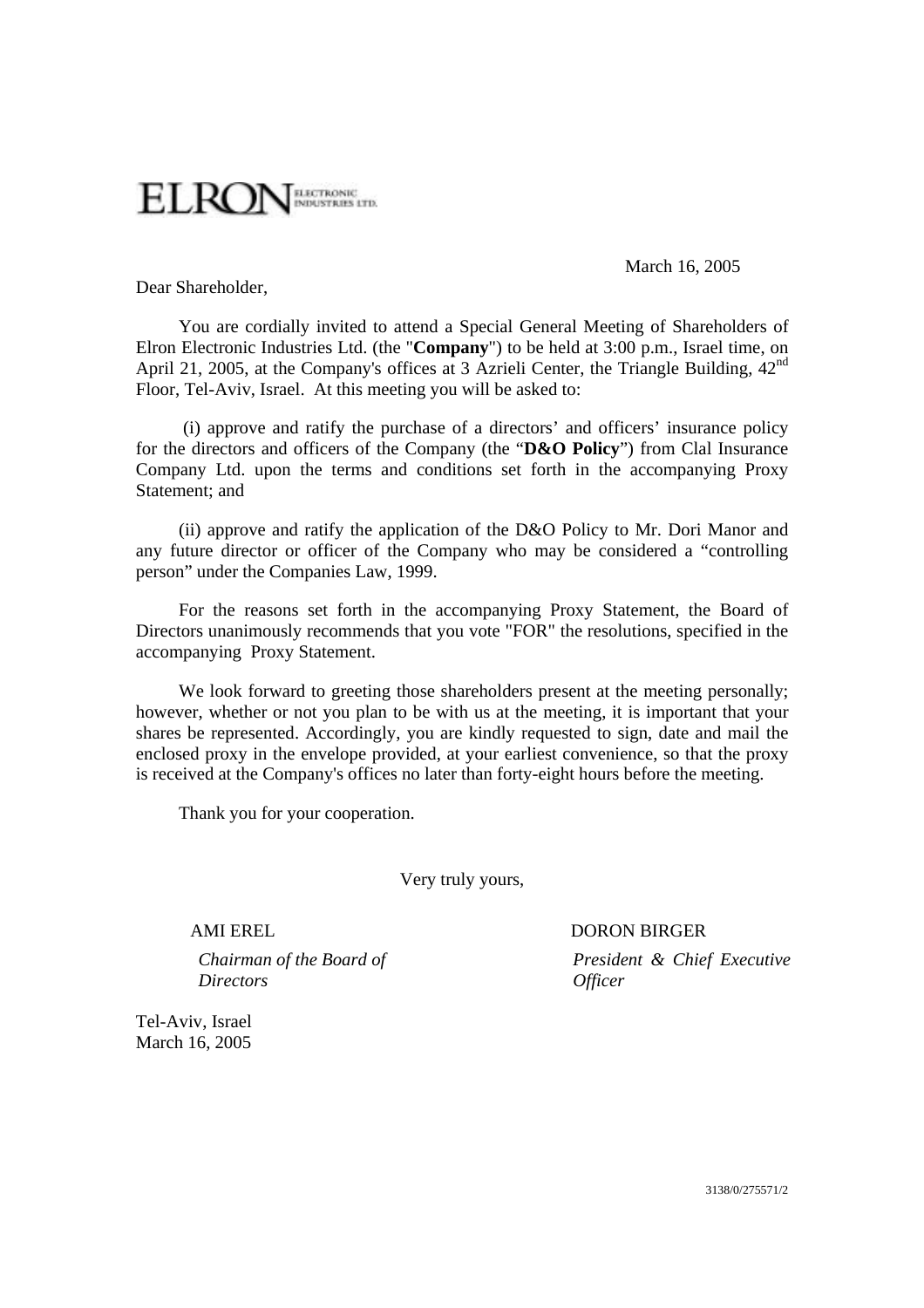ELRON ELECTRONIC INDUSTRIES LTD.

March 16, 2005

Dear Shareholder,

You are cordially invited to attend a Special General Meeting of Shareholders of Elron Electronic Industries Ltd. (the "**Company**") to be held at 3:00 p.m., Israel time, on April 21, 2005, at the Company's offices at 3 Azrieli Center, the Triangle Building, 42nd Floor, Tel-Aviv, Israel. At this meeting you will be asked to:

(i) approve and ratify the purchase of a directors' and officers' insurance policy for the directors and officers of the Company (the "**D&O Policy**") from Clal Insurance Company Ltd. upon the terms and conditions set forth in the accompanying Proxy Statement; and

(ii) approve and ratify the application of the D&O Policy to Mr. Dori Manor and any future director or officer of the Company who may be considered a "controlling person" under the Companies Law, 1999.

For the reasons set forth in the accompanying Proxy Statement, the Board of Directors unanimously recommends that you vote "FOR" the resolutions, specified in the accompanying Proxy Statement.

We look forward to greeting those shareholders present at the meeting personally; however, whether or not you plan to be with us at the meeting, it is important that your shares be represented. Accordingly, you are kindly requested to sign, date and mail the enclosed proxy in the envelope provided, at your earliest convenience, so that the proxy is received at the Company's offices no later than forty-eight hours before the meeting.

Thank you for your cooperation.

Very truly yours,

| AMI EREL | DORON BIRGER |
|---|---|
| *Chairman of the Board of Directors* | *President & Chief Executive Officer* |

Tel-Aviv, Israel
March 16, 2005

3138/0/275571/2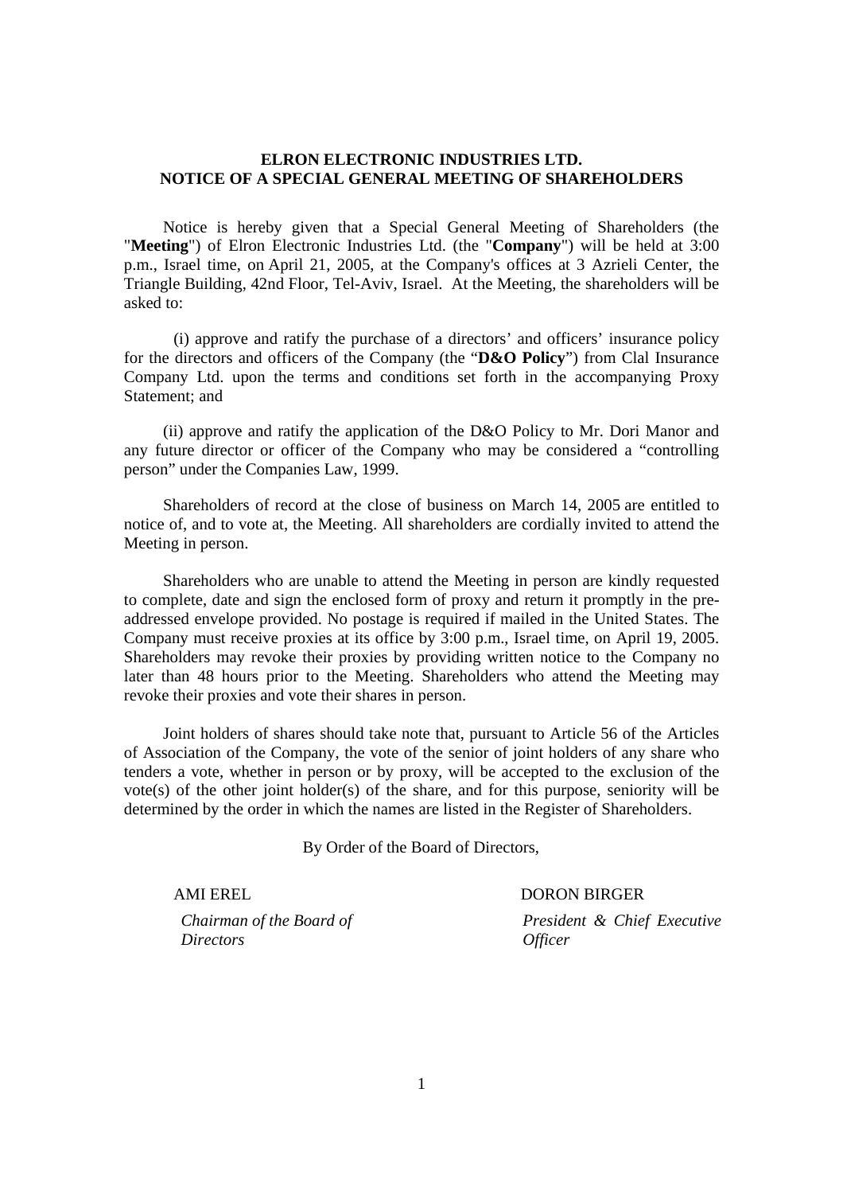# ELRON ELECTRONIC INDUSTRIES LTD.
## NOTICE OF A SPECIAL GENERAL MEETING OF SHAREHOLDERS

Notice is hereby given that a Special General Meeting of Shareholders (the "**Meeting**") of Elron Electronic Industries Ltd. (the "**Company**") will be held at 3:00 p.m., Israel time, on April 21, 2005, at the Company's offices at 3 Azrieli Center, the Triangle Building, 42nd Floor, Tel-Aviv, Israel. At the Meeting, the shareholders will be asked to:

(i) approve and ratify the purchase of a directors' and officers' insurance policy for the directors and officers of the Company (the "**D&O Policy**") from Clal Insurance Company Ltd. upon the terms and conditions set forth in the accompanying Proxy Statement; and

(ii) approve and ratify the application of the D&O Policy to Mr. Dori Manor and any future director or officer of the Company who may be considered a "controlling person" under the Companies Law, 1999.

Shareholders of record at the close of business on March 14, 2005 are entitled to notice of, and to vote at, the Meeting. All shareholders are cordially invited to attend the Meeting in person.

Shareholders who are unable to attend the Meeting in person are kindly requested to complete, date and sign the enclosed form of proxy and return it promptly in the pre-addressed envelope provided. No postage is required if mailed in the United States. The Company must receive proxies at its office by 3:00 p.m., Israel time, on April 19, 2005. Shareholders may revoke their proxies by providing written notice to the Company no later than 48 hours prior to the Meeting. Shareholders who attend the Meeting may revoke their proxies and vote their shares in person.

Joint holders of shares should take note that, pursuant to Article 56 of the Articles of Association of the Company, the vote of the senior of joint holders of any share who tenders a vote, whether in person or by proxy, will be accepted to the exclusion of the vote(s) of the other joint holder(s) of the share, and for this purpose, seniority will be determined by the order in which the names are listed in the Register of Shareholders.

By Order of the Board of Directors,

AMI EREL
*Chairman of the Board of Directors*

DORON BIRGER
*President & Chief Executive Officer*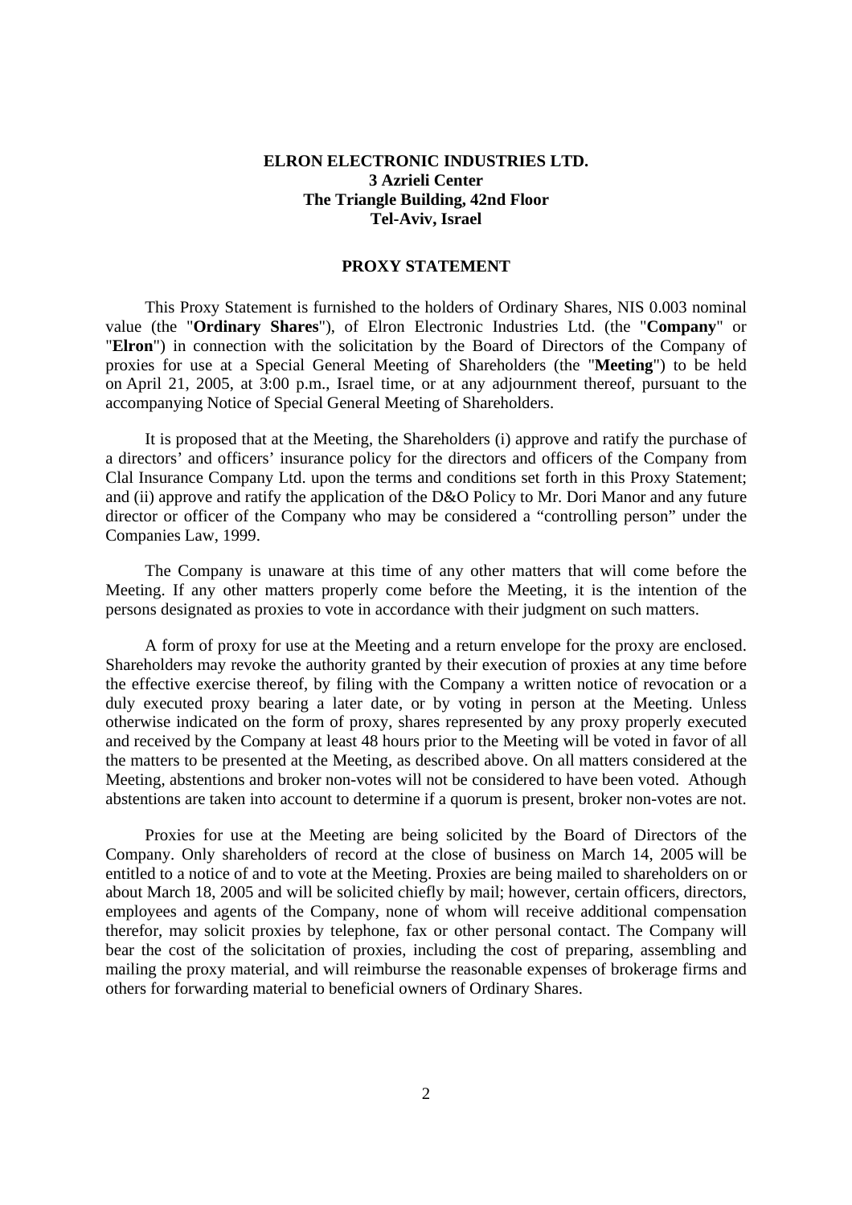**ELRON ELECTRONIC INDUSTRIES LTD.**
**3 Azrieli Center**
**The Triangle Building, 42nd Floor**
**Tel-Aviv, Israel**

## PROXY STATEMENT

This Proxy Statement is furnished to the holders of Ordinary Shares, NIS 0.003 nominal value (the "**Ordinary Shares**"), of Elron Electronic Industries Ltd. (the "**Company**" or "**Elron**") in connection with the solicitation by the Board of Directors of the Company of proxies for use at a Special General Meeting of Shareholders (the "**Meeting**") to be held on April 21, 2005, at 3:00 p.m., Israel time, or at any adjournment thereof, pursuant to the accompanying Notice of Special General Meeting of Shareholders.

It is proposed that at the Meeting, the Shareholders (i) approve and ratify the purchase of a directors' and officers' insurance policy for the directors and officers of the Company from Clal Insurance Company Ltd. upon the terms and conditions set forth in this Proxy Statement; and (ii) approve and ratify the application of the D&O Policy to Mr. Dori Manor and any future director or officer of the Company who may be considered a "controlling person" under the Companies Law, 1999.

The Company is unaware at this time of any other matters that will come before the Meeting. If any other matters properly come before the Meeting, it is the intention of the persons designated as proxies to vote in accordance with their judgment on such matters.

A form of proxy for use at the Meeting and a return envelope for the proxy are enclosed. Shareholders may revoke the authority granted by their execution of proxies at any time before the effective exercise thereof, by filing with the Company a written notice of revocation or a duly executed proxy bearing a later date, or by voting in person at the Meeting. Unless otherwise indicated on the form of proxy, shares represented by any proxy properly executed and received by the Company at least 48 hours prior to the Meeting will be voted in favor of all the matters to be presented at the Meeting, as described above. On all matters considered at the Meeting, abstentions and broker non-votes will not be considered to have been voted. Although abstentions are taken into account to determine if a quorum is present, broker non-votes are not.

Proxies for use at the Meeting are being solicited by the Board of Directors of the Company. Only shareholders of record at the close of business on March 14, 2005 will be entitled to a notice of and to vote at the Meeting. Proxies are being mailed to shareholders on or about March 18, 2005 and will be solicited chiefly by mail; however, certain officers, directors, employees and agents of the Company, none of whom will receive additional compensation therefor, may solicit proxies by telephone, fax or other personal contact. The Company will bear the cost of the solicitation of proxies, including the cost of preparing, assembling and mailing the proxy material, and will reimburse the reasonable expenses of brokerage firms and others for forwarding material to beneficial owners of Ordinary Shares.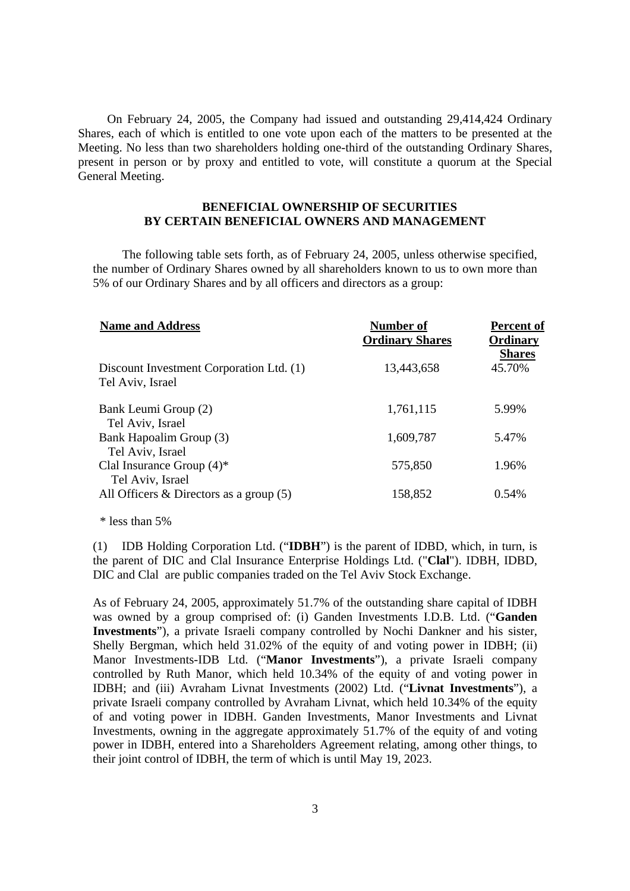On February 24, 2005, the Company had issued and outstanding 29,414,424 Ordinary Shares, each of which is entitled to one vote upon each of the matters to be presented at the Meeting. No less than two shareholders holding one-third of the outstanding Ordinary Shares, present in person or by proxy and entitled to vote, will constitute a quorum at the Special General Meeting.

## BENEFICIAL OWNERSHIP OF SECURITIES BY CERTAIN BENEFICIAL OWNERS AND MANAGEMENT

The following table sets forth, as of February 24, 2005, unless otherwise specified, the number of Ordinary Shares owned by all shareholders known to us to own more than 5% of our Ordinary Shares and by all officers and directors as a group:

| Name and Address | Number of Ordinary Shares | Percent of Ordinary Shares |
|---|---|---|
| Discount Investment Corporation Ltd. (1)<br>Tel Aviv, Israel | 13,443,658 | 45.70% |
| Bank Leumi Group (2)<br>Tel Aviv, Israel | 1,761,115 | 5.99% |
| Bank Hapoalim Group (3)<br>Tel Aviv, Israel | 1,609,787 | 5.47% |
| Clal Insurance Group (4)*<br>Tel Aviv, Israel | 575,850 | 1.96% |
| All Officers & Directors as a group (5) | 158,852 | 0.54% |

\* less than 5%

(1) IDB Holding Corporation Ltd. ("**IDBH**") is the parent of IDBD, which, in turn, is the parent of DIC and Clal Insurance Enterprise Holdings Ltd. ("**Clal**"). IDBH, IDBD, DIC and Clal are public companies traded on the Tel Aviv Stock Exchange.

As of February 24, 2005, approximately 51.7% of the outstanding share capital of IDBH was owned by a group comprised of: (i) Ganden Investments I.D.B. Ltd. ("**Ganden Investments**"), a private Israeli company controlled by Nochi Dankner and his sister, Shelly Bergman, which held 31.02% of the equity of and voting power in IDBH; (ii) Manor Investments-IDB Ltd. ("**Manor Investments**"), a private Israeli company controlled by Ruth Manor, which held 10.34% of the equity of and voting power in IDBH; and (iii) Avraham Livnat Investments (2002) Ltd. ("**Livnat Investments**"), a private Israeli company controlled by Avraham Livnat, which held 10.34% of the equity of and voting power in IDBH. Ganden Investments, Manor Investments and Livnat Investments, owning in the aggregate approximately 51.7% of the equity of and voting power in IDBH, entered into a Shareholders Agreement relating, among other things, to their joint control of IDBH, the term of which is until May 19, 2023.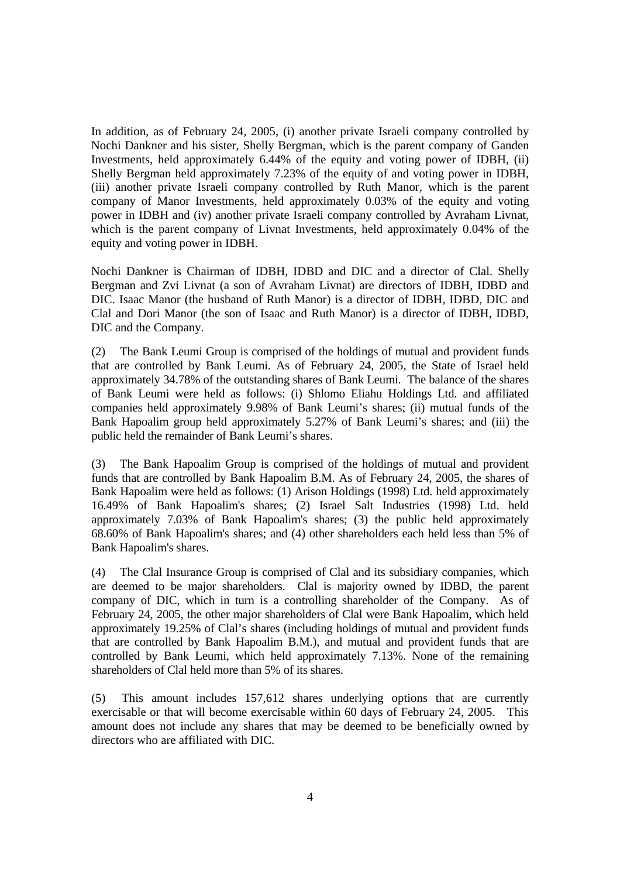In addition, as of February 24, 2005, (i) another private Israeli company controlled by Nochi Dankner and his sister, Shelly Bergman, which is the parent company of Ganden Investments, held approximately 6.44% of the equity and voting power of IDBH, (ii) Shelly Bergman held approximately 7.23% of the equity of and voting power in IDBH, (iii) another private Israeli company controlled by Ruth Manor, which is the parent company of Manor Investments, held approximately 0.03% of the equity and voting power in IDBH and (iv) another private Israeli company controlled by Avraham Livnat, which is the parent company of Livnat Investments, held approximately 0.04% of the equity and voting power in IDBH.

Nochi Dankner is Chairman of IDBH, IDBD and DIC and a director of Clal. Shelly Bergman and Zvi Livnat (a son of Avraham Livnat) are directors of IDBH, IDBD and DIC. Isaac Manor (the husband of Ruth Manor) is a director of IDBH, IDBD, DIC and Clal and Dori Manor (the son of Isaac and Ruth Manor) is a director of IDBH, IDBD, DIC and the Company.

(2) The Bank Leumi Group is comprised of the holdings of mutual and provident funds that are controlled by Bank Leumi. As of February 24, 2005, the State of Israel held approximately 34.78% of the outstanding shares of Bank Leumi. The balance of the shares of Bank Leumi were held as follows: (i) Shlomo Eliahu Holdings Ltd. and affiliated companies held approximately 9.98% of Bank Leumi's shares; (ii) mutual funds of the Bank Hapoalim group held approximately 5.27% of Bank Leumi's shares; and (iii) the public held the remainder of Bank Leumi's shares.

(3) The Bank Hapoalim Group is comprised of the holdings of mutual and provident funds that are controlled by Bank Hapoalim B.M. As of February 24, 2005, the shares of Bank Hapoalim were held as follows: (1) Arison Holdings (1998) Ltd. held approximately 16.49% of Bank Hapoalim's shares; (2) Israel Salt Industries (1998) Ltd. held approximately 7.03% of Bank Hapoalim's shares; (3) the public held approximately 68.60% of Bank Hapoalim's shares; and (4) other shareholders each held less than 5% of Bank Hapoalim's shares.

(4) The Clal Insurance Group is comprised of Clal and its subsidiary companies, which are deemed to be major shareholders. Clal is majority owned by IDBD, the parent company of DIC, which in turn is a controlling shareholder of the Company. As of February 24, 2005, the other major shareholders of Clal were Bank Hapoalim, which held approximately 19.25% of Clal's shares (including holdings of mutual and provident funds that are controlled by Bank Hapoalim B.M.), and mutual and provident funds that are controlled by Bank Leumi, which held approximately 7.13%. None of the remaining shareholders of Clal held more than 5% of its shares.

(5) This amount includes 157,612 shares underlying options that are currently exercisable or that will become exercisable within 60 days of February 24, 2005. This amount does not include any shares that may be deemed to be beneficially owned by directors who are affiliated with DIC.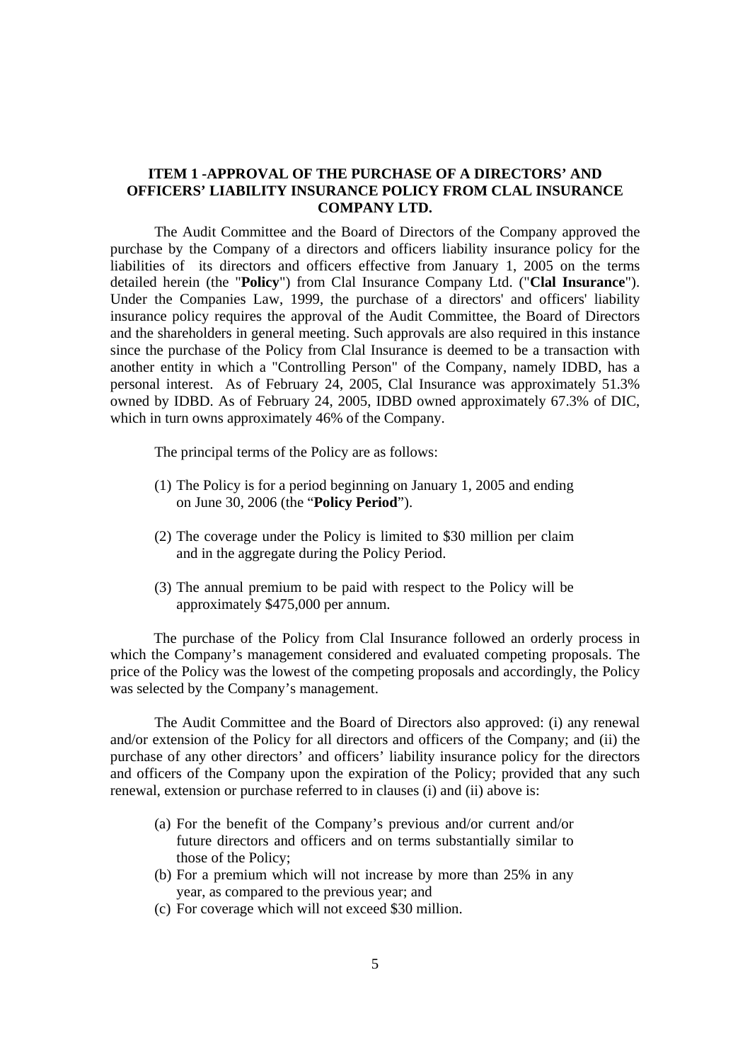## ITEM 1 -APPROVAL OF THE PURCHASE OF A DIRECTORS' AND OFFICERS' LIABILITY INSURANCE POLICY FROM CLAL INSURANCE COMPANY LTD.

The Audit Committee and the Board of Directors of the Company approved the purchase by the Company of a directors and officers liability insurance policy for the liabilities of its directors and officers effective from January 1, 2005 on the terms detailed herein (the "**Policy**") from Clal Insurance Company Ltd. ("**Clal Insurance**"). Under the Companies Law, 1999, the purchase of a directors' and officers' liability insurance policy requires the approval of the Audit Committee, the Board of Directors and the shareholders in general meeting. Such approvals are also required in this instance since the purchase of the Policy from Clal Insurance is deemed to be a transaction with another entity in which a "Controlling Person" of the Company, namely IDBD, has a personal interest. As of February 24, 2005, Clal Insurance was approximately 51.3% owned by IDBD. As of February 24, 2005, IDBD owned approximately 67.3% of DIC, which in turn owns approximately 46% of the Company.

The principal terms of the Policy are as follows:

(1) The Policy is for a period beginning on January 1, 2005 and ending on June 30, 2006 (the "**Policy Period**").

(2) The coverage under the Policy is limited to $30 million per claim and in the aggregate during the Policy Period.

(3) The annual premium to be paid with respect to the Policy will be approximately $475,000 per annum.

The purchase of the Policy from Clal Insurance followed an orderly process in which the Company's management considered and evaluated competing proposals. The price of the Policy was the lowest of the competing proposals and accordingly, the Policy was selected by the Company's management.

The Audit Committee and the Board of Directors also approved: (i) any renewal and/or extension of the Policy for all directors and officers of the Company; and (ii) the purchase of any other directors' and officers' liability insurance policy for the directors and officers of the Company upon the expiration of the Policy; provided that any such renewal, extension or purchase referred to in clauses (i) and (ii) above is:

(a) For the benefit of the Company's previous and/or current and/or future directors and officers and on terms substantially similar to those of the Policy;
(b) For a premium which will not increase by more than 25% in any year, as compared to the previous year; and
(c) For coverage which will not exceed $30 million.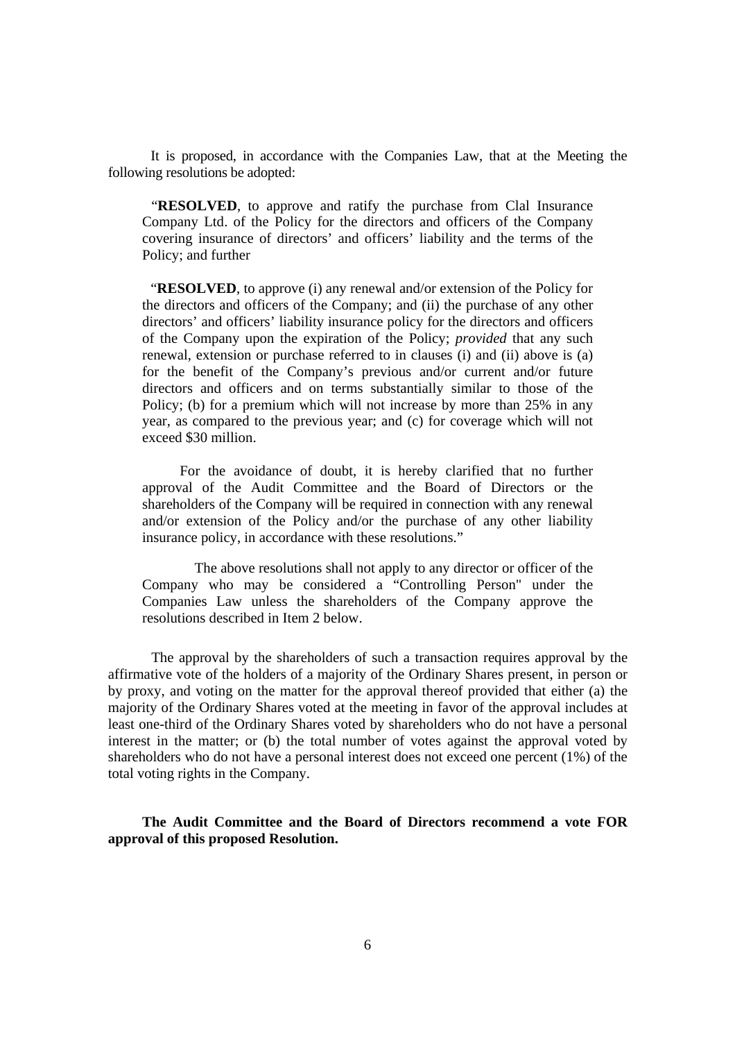It is proposed, in accordance with the Companies Law, that at the Meeting the following resolutions be adopted:

> "**RESOLVED**, to approve and ratify the purchase from Clal Insurance Company Ltd. of the Policy for the directors and officers of the Company covering insurance of directors' and officers' liability and the terms of the Policy; and further
>
> "**RESOLVED**, to approve (i) any renewal and/or extension of the Policy for the directors and officers of the Company; and (ii) the purchase of any other directors' and officers' liability insurance policy for the directors and officers of the Company upon the expiration of the Policy; *provided* that any such renewal, extension or purchase referred to in clauses (i) and (ii) above is (a) for the benefit of the Company's previous and/or current and/or future directors and officers and on terms substantially similar to those of the Policy; (b) for a premium which will not increase by more than 25% in any year, as compared to the previous year; and (c) for coverage which will not exceed $30 million.
>
> For the avoidance of doubt, it is hereby clarified that no further approval of the Audit Committee and the Board of Directors or the shareholders of the Company will be required in connection with any renewal and/or extension of the Policy and/or the purchase of any other liability insurance policy, in accordance with these resolutions."
>
> The above resolutions shall not apply to any director or officer of the Company who may be considered a "Controlling Person" under the Companies Law unless the shareholders of the Company approve the resolutions described in Item 2 below.

The approval by the shareholders of such a transaction requires approval by the affirmative vote of the holders of a majority of the Ordinary Shares present, in person or by proxy, and voting on the matter for the approval thereof provided that either (a) the majority of the Ordinary Shares voted at the meeting in favor of the approval includes at least one-third of the Ordinary Shares voted by shareholders who do not have a personal interest in the matter; or (b) the total number of votes against the approval voted by shareholders who do not have a personal interest does not exceed one percent (1%) of the total voting rights in the Company.

**The Audit Committee and the Board of Directors recommend a vote FOR approval of this proposed Resolution.**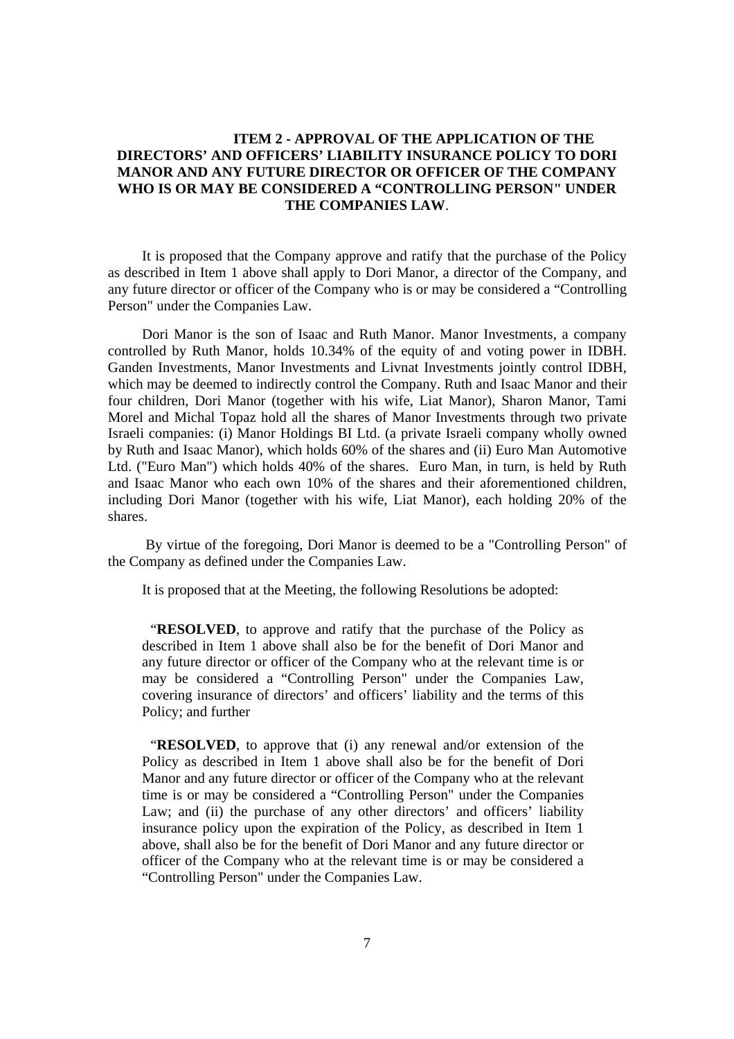## ITEM 2 - APPROVAL OF THE APPLICATION OF THE DIRECTORS' AND OFFICERS' LIABILITY INSURANCE POLICY TO DORI MANOR AND ANY FUTURE DIRECTOR OR OFFICER OF THE COMPANY WHO IS OR MAY BE CONSIDERED A "CONTROLLING PERSON" UNDER THE COMPANIES LAW.

It is proposed that the Company approve and ratify that the purchase of the Policy as described in Item 1 above shall apply to Dori Manor, a director of the Company, and any future director or officer of the Company who is or may be considered a "Controlling Person" under the Companies Law.

Dori Manor is the son of Isaac and Ruth Manor. Manor Investments, a company controlled by Ruth Manor, holds 10.34% of the equity of and voting power in IDBH. Ganden Investments, Manor Investments and Livnat Investments jointly control IDBH, which may be deemed to indirectly control the Company. Ruth and Isaac Manor and their four children, Dori Manor (together with his wife, Liat Manor), Sharon Manor, Tami Morel and Michal Topaz hold all the shares of Manor Investments through two private Israeli companies: (i) Manor Holdings BI Ltd. (a private Israeli company wholly owned by Ruth and Isaac Manor), which holds 60% of the shares and (ii) Euro Man Automotive Ltd. ("Euro Man") which holds 40% of the shares. Euro Man, in turn, is held by Ruth and Isaac Manor who each own 10% of the shares and their aforementioned children, including Dori Manor (together with his wife, Liat Manor), each holding 20% of the shares.

By virtue of the foregoing, Dori Manor is deemed to be a "Controlling Person" of the Company as defined under the Companies Law.

It is proposed that at the Meeting, the following Resolutions be adopted:

> "**RESOLVED**, to approve and ratify that the purchase of the Policy as described in Item 1 above shall also be for the benefit of Dori Manor and any future director or officer of the Company who at the relevant time is or may be considered a "Controlling Person" under the Companies Law, covering insurance of directors' and officers' liability and the terms of this Policy; and further
>
> "**RESOLVED**, to approve that (i) any renewal and/or extension of the Policy as described in Item 1 above shall also be for the benefit of Dori Manor and any future director or officer of the Company who at the relevant time is or may be considered a "Controlling Person" under the Companies Law; and (ii) the purchase of any other directors' and officers' liability insurance policy upon the expiration of the Policy, as described in Item 1 above, shall also be for the benefit of Dori Manor and any future director or officer of the Company who at the relevant time is or may be considered a "Controlling Person" under the Companies Law.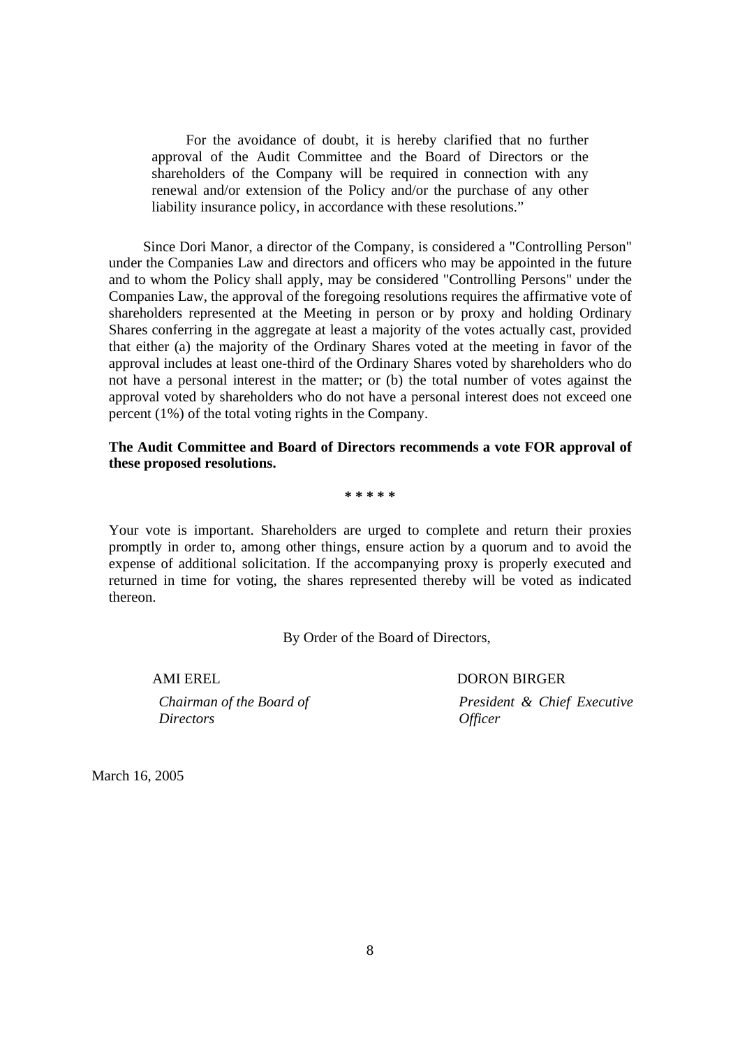For the avoidance of doubt, it is hereby clarified that no further approval of the Audit Committee and the Board of Directors or the shareholders of the Company will be required in connection with any renewal and/or extension of the Policy and/or the purchase of any other liability insurance policy, in accordance with these resolutions."

Since Dori Manor, a director of the Company, is considered a "Controlling Person" under the Companies Law and directors and officers who may be appointed in the future and to whom the Policy shall apply, may be considered "Controlling Persons" under the Companies Law, the approval of the foregoing resolutions requires the affirmative vote of shareholders represented at the Meeting in person or by proxy and holding Ordinary Shares conferring in the aggregate at least a majority of the votes actually cast, provided that either (a) the majority of the Ordinary Shares voted at the meeting in favor of the approval includes at least one-third of the Ordinary Shares voted by shareholders who do not have a personal interest in the matter; or (b) the total number of votes against the approval voted by shareholders who do not have a personal interest does not exceed one percent (1%) of the total voting rights in the Company.

**The Audit Committee and Board of Directors recommends a vote FOR approval of these proposed resolutions.**

**\* \* \* \* \***

Your vote is important. Shareholders are urged to complete and return their proxies promptly in order to, among other things, ensure action by a quorum and to avoid the expense of additional solicitation. If the accompanying proxy is properly executed and returned in time for voting, the shares represented thereby will be voted as indicated thereon.

By Order of the Board of Directors,

AMI EREL
*Chairman of the Board of Directors*

DORON BIRGER
*President & Chief Executive Officer*

March 16, 2005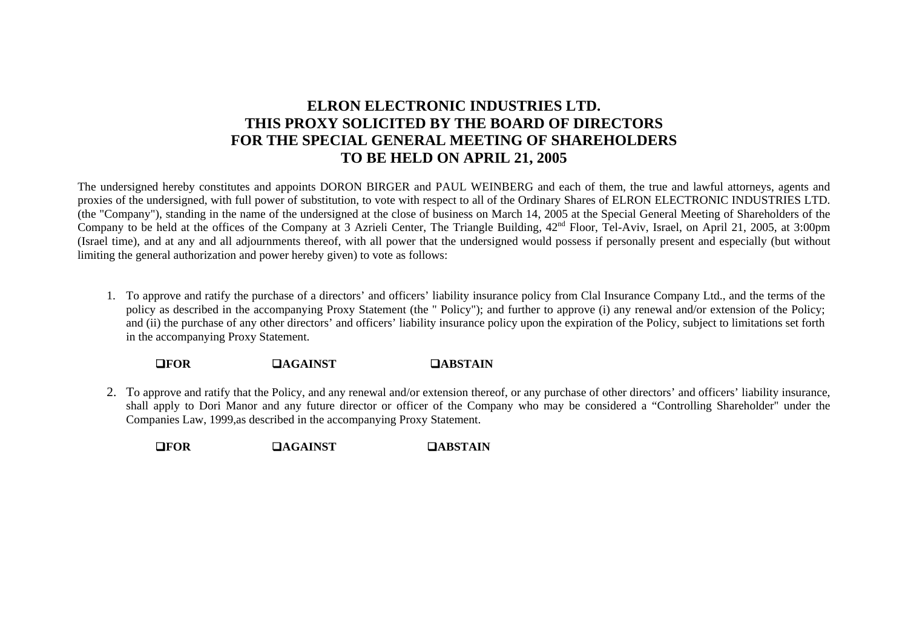# ELRON ELECTRONIC INDUSTRIES LTD.
# THIS PROXY SOLICITED BY THE BOARD OF DIRECTORS
# FOR THE SPECIAL GENERAL MEETING OF SHAREHOLDERS
# TO BE HELD ON APRIL 21, 2005

The undersigned hereby constitutes and appoints DORON BIRGER and PAUL WEINBERG and each of them, the true and lawful attorneys, agents and proxies of the undersigned, with full power of substitution, to vote with respect to all of the Ordinary Shares of ELRON ELECTRONIC INDUSTRIES LTD. (the "Company"), standing in the name of the undersigned at the close of business on March 14, 2005 at the Special General Meeting of Shareholders of the Company to be held at the offices of the Company at 3 Azrieli Center, The Triangle Building, 42nd Floor, Tel-Aviv, Israel, on April 21, 2005, at 3:00pm (Israel time), and at any and all adjournments thereof, with all power that the undersigned would possess if personally present and especially (but without limiting the general authorization and power hereby given) to vote as follows:

1. To approve and ratify the purchase of a directors' and officers' liability insurance policy from Clal Insurance Company Ltd., and the terms of the policy as described in the accompanying Proxy Statement (the " Policy"); and further to approve (i) any renewal and/or extension of the Policy; and (ii) the purchase of any other directors' and officers' liability insurance policy upon the expiration of the Policy, subject to limitations set forth in the accompanying Proxy Statement.

   ❑**FOR** ❑**AGAINST** ❑**ABSTAIN**

2. To approve and ratify that the Policy, and any renewal and/or extension thereof, or any purchase of other directors' and officers' liability insurance, shall apply to Dori Manor and any future director or officer of the Company who may be considered a "Controlling Shareholder" under the Companies Law, 1999,as described in the accompanying Proxy Statement.

   ❑**FOR** ❑**AGAINST** ❑**ABSTAIN**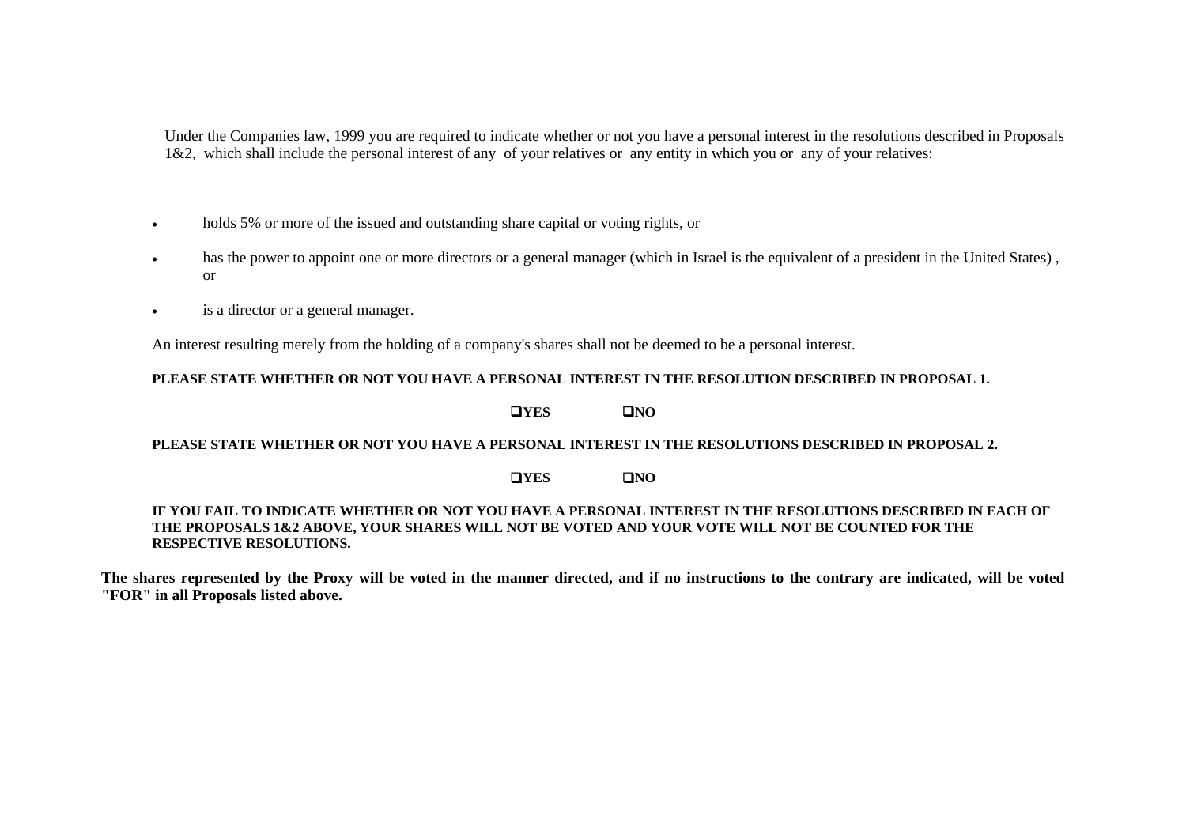Under the Companies law, 1999 you are required to indicate whether or not you have a personal interest in the resolutions described in Proposals 1&2, which shall include the personal interest of any of your relatives or any entity in which you or any of your relatives:

- holds 5% or more of the issued and outstanding share capital or voting rights, or
- has the power to appoint one or more directors or a general manager (which in Israel is the equivalent of a president in the United States) , or
- is a director or a general manager.

An interest resulting merely from the holding of a company's shares shall not be deemed to be a personal interest.

**PLEASE STATE WHETHER OR NOT YOU HAVE A PERSONAL INTEREST IN THE RESOLUTION DESCRIBED IN PROPOSAL 1.**

**❑YES ❑NO**

**PLEASE STATE WHETHER OR NOT YOU HAVE A PERSONAL INTEREST IN THE RESOLUTIONS DESCRIBED IN PROPOSAL 2.**

**❑YES ❑NO**

**IF YOU FAIL TO INDICATE WHETHER OR NOT YOU HAVE A PERSONAL INTEREST IN THE RESOLUTIONS DESCRIBED IN EACH OF THE PROPOSALS 1&2 ABOVE, YOUR SHARES WILL NOT BE VOTED AND YOUR VOTE WILL NOT BE COUNTED FOR THE RESPECTIVE RESOLUTIONS.**

**The shares represented by the Proxy will be voted in the manner directed, and if no instructions to the contrary are indicated, will be voted "FOR" in all Proposals listed above.**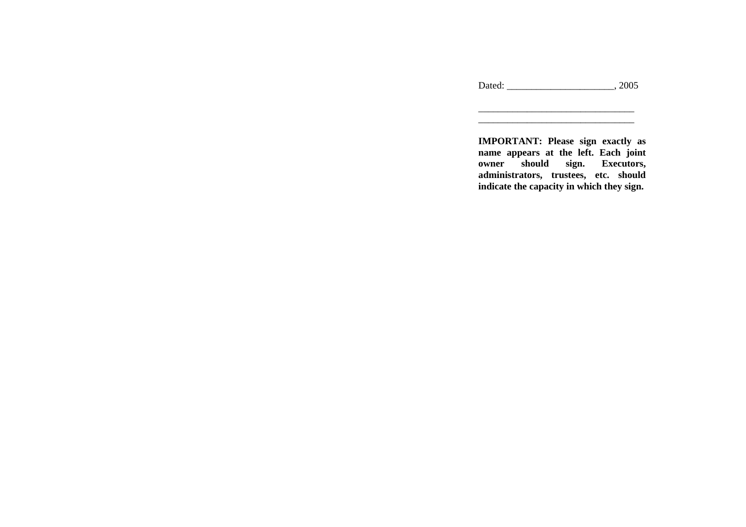Dated: _____________________, 2005

_______________________________

_______________________________

**IMPORTANT: Please sign exactly as name appears at the left. Each joint owner should sign. Executors, administrators, trustees, etc. should indicate the capacity in which they sign.**